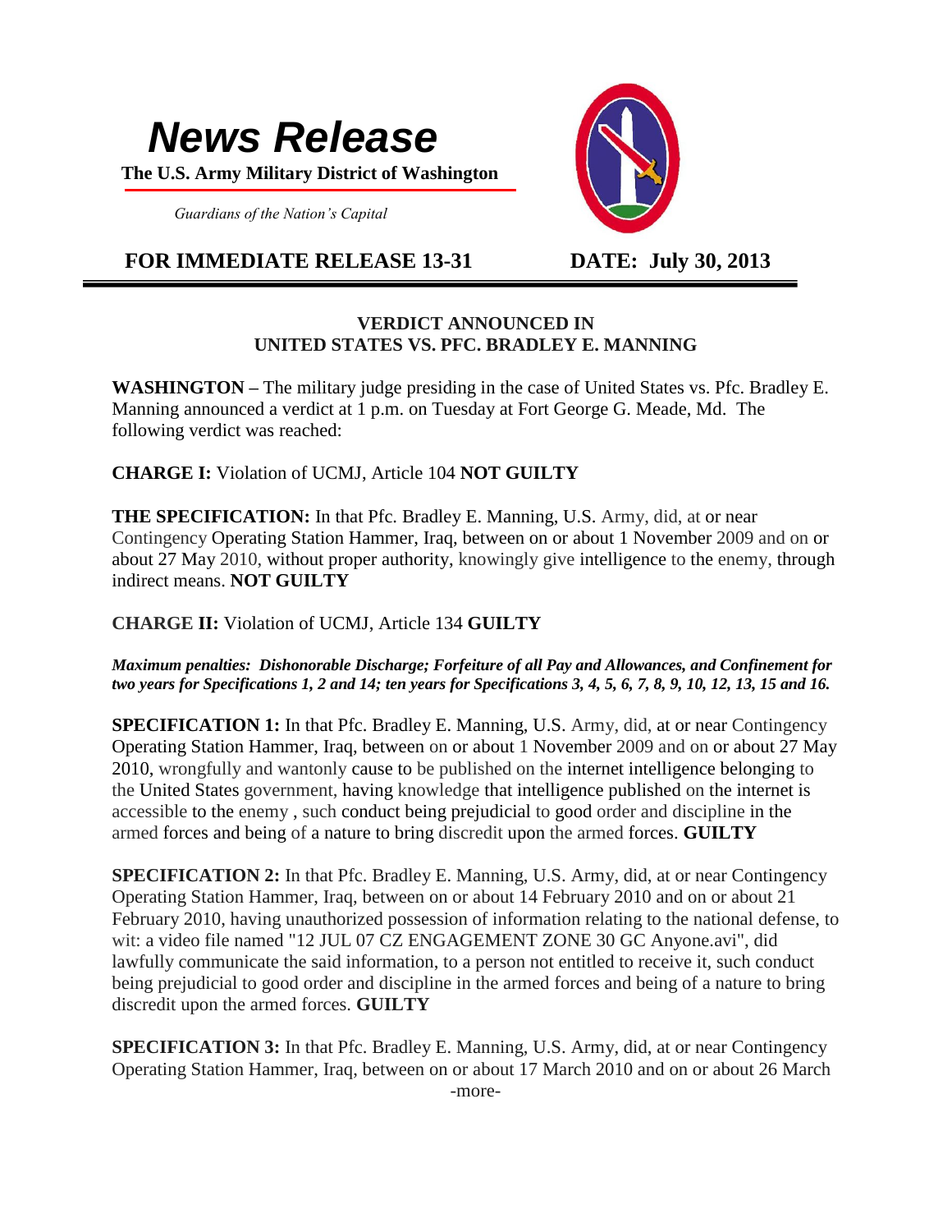# News Release

**The U.S. Army Military District of Washington**

*Guardians of the Nation's Capital*

**FOR IMMEDIATE RELEASE 13-31** **DATE: July 30, 2013**

---

## VERDICT ANNOUNCED IN UNITED STATES VS. PFC. BRADLEY E. MANNING

**WASHINGTON –** The military judge presiding in the case of United States vs. Pfc. Bradley E. Manning announced a verdict at 1 p.m. on Tuesday at Fort George G. Meade, Md. The following verdict was reached:

**CHARGE I:** Violation of UCMJ, Article 104 **NOT GUILTY**

**THE SPECIFICATION:** In that Pfc. Bradley E. Manning, U.S. Army, did, at or near Contingency Operating Station Hammer, Iraq, between on or about 1 November 2009 and on or about 27 May 2010, without proper authority, knowingly give intelligence to the enemy, through indirect means. **NOT GUILTY**

**CHARGE II:** Violation of UCMJ, Article 134 **GUILTY**

***Maximum penalties: Dishonorable Discharge; Forfeiture of all Pay and Allowances, and Confinement for two years for Specifications 1, 2 and 14; ten years for Specifications 3, 4, 5, 6, 7, 8, 9, 10, 12, 13, 15 and 16.***

**SPECIFICATION 1:** In that Pfc. Bradley E. Manning, U.S. Army, did, at or near Contingency Operating Station Hammer, Iraq, between on or about 1 November 2009 and on or about 27 May 2010, wrongfully and wantonly cause to be published on the internet intelligence belonging to the United States government, having knowledge that intelligence published on the internet is accessible to the enemy , such conduct being prejudicial to good order and discipline in the armed forces and being of a nature to bring discredit upon the armed forces. **GUILTY**

**SPECIFICATION 2:** In that Pfc. Bradley E. Manning, U.S. Army, did, at or near Contingency Operating Station Hammer, Iraq, between on or about 14 February 2010 and on or about 21 February 2010, having unauthorized possession of information relating to the national defense, to wit: a video file named "12 JUL 07 CZ ENGAGEMENT ZONE 30 GC Anyone.avi", did lawfully communicate the said information, to a person not entitled to receive it, such conduct being prejudicial to good order and discipline in the armed forces and being of a nature to bring discredit upon the armed forces. **GUILTY**

**SPECIFICATION 3:** In that Pfc. Bradley E. Manning, U.S. Army, did, at or near Contingency Operating Station Hammer, Iraq, between on or about 17 March 2010 and on or about 26 March

-more-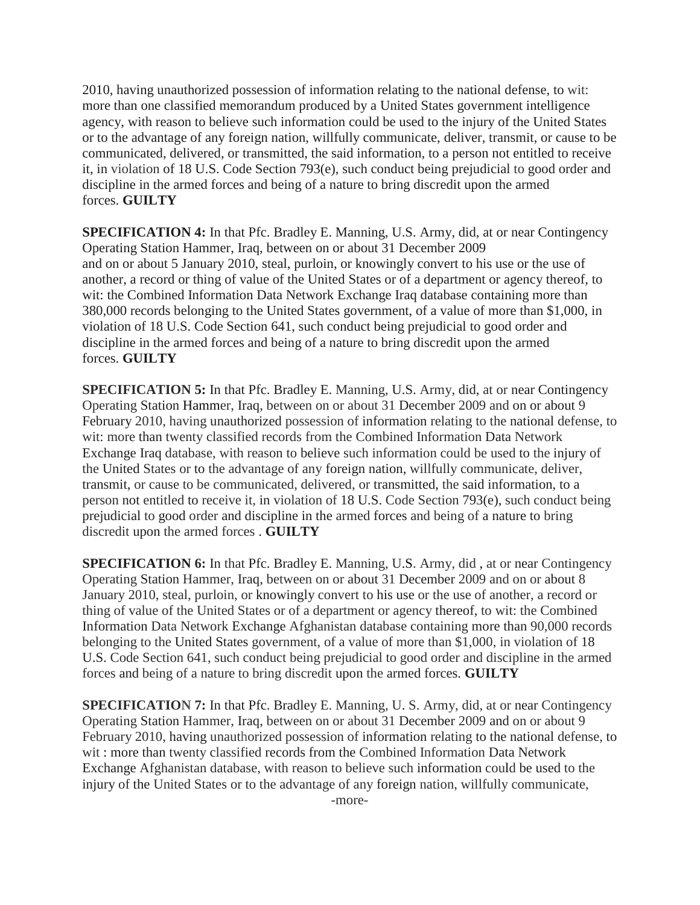2010, having unauthorized possession of information relating to the national defense, to wit: more than one classified memorandum produced by a United States government intelligence agency, with reason to believe such information could be used to the injury of the United States or to the advantage of any foreign nation, willfully communicate, deliver, transmit, or cause to be communicated, delivered, or transmitted, the said information, to a person not entitled to receive it, in violation of 18 U.S. Code Section 793(e), such conduct being prejudicial to good order and discipline in the armed forces and being of a nature to bring discredit upon the armed forces. **GUILTY**

**SPECIFICATION 4:** In that Pfc. Bradley E. Manning, U.S. Army, did, at or near Contingency Operating Station Hammer, Iraq, between on or about 31 December 2009 and on or about 5 January 2010, steal, purloin, or knowingly convert to his use or the use of another, a record or thing of value of the United States or of a department or agency thereof, to wit: the Combined Information Data Network Exchange Iraq database containing more than 380,000 records belonging to the United States government, of a value of more than $1,000, in violation of 18 U.S. Code Section 641, such conduct being prejudicial to good order and discipline in the armed forces and being of a nature to bring discredit upon the armed forces. **GUILTY**

**SPECIFICATION 5:** In that Pfc. Bradley E. Manning, U.S. Army, did, at or near Contingency Operating Station Hammer, Iraq, between on or about 31 December 2009 and on or about 9 February 2010, having unauthorized possession of information relating to the national defense, to wit: more than twenty classified records from the Combined Information Data Network Exchange Iraq database, with reason to believe such information could be used to the injury of the United States or to the advantage of any foreign nation, willfully communicate, deliver, transmit, or cause to be communicated, delivered, or transmitted, the said information, to a person not entitled to receive it, in violation of 18 U.S. Code Section 793(e), such conduct being prejudicial to good order and discipline in the armed forces and being of a nature to bring discredit upon the armed forces . **GUILTY**

**SPECIFICATION 6:** In that Pfc. Bradley E. Manning, U.S. Army, did , at or near Contingency Operating Station Hammer, Iraq, between on or about 31 December 2009 and on or about 8 January 2010, steal, purloin, or knowingly convert to his use or the use of another, a record or thing of value of the United States or of a department or agency thereof, to wit: the Combined Information Data Network Exchange Afghanistan database containing more than 90,000 records belonging to the United States government, of a value of more than $1,000, in violation of 18 U.S. Code Section 641, such conduct being prejudicial to good order and discipline in the armed forces and being of a nature to bring discredit upon the armed forces. **GUILTY**

**SPECIFICATION 7:** In that Pfc. Bradley E. Manning, U. S. Army, did, at or near Contingency Operating Station Hammer, Iraq, between on or about 31 December 2009 and on or about 9 February 2010, having unauthorized possession of information relating to the national defense, to wit : more than twenty classified records from the Combined Information Data Network Exchange Afghanistan database, with reason to believe such information could be used to the injury of the United States or to the advantage of any foreign nation, willfully communicate,

-more-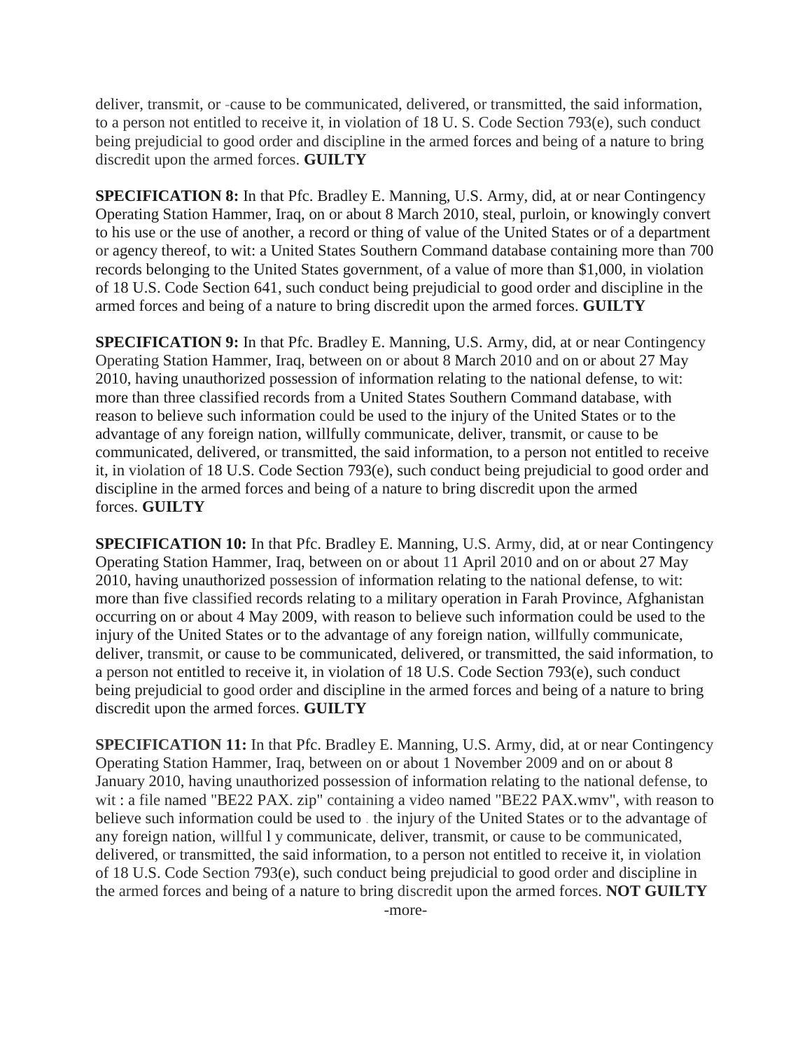deliver, transmit, or -cause to be communicated, delivered, or transmitted, the said information, to a person not entitled to receive it, in violation of 18 U. S. Code Section 793(e), such conduct being prejudicial to good order and discipline in the armed forces and being of a nature to bring discredit upon the armed forces. **GUILTY**

**SPECIFICATION 8:** In that Pfc. Bradley E. Manning, U.S. Army, did, at or near Contingency Operating Station Hammer, Iraq, on or about 8 March 2010, steal, purloin, or knowingly convert to his use or the use of another, a record or thing of value of the United States or of a department or agency thereof, to wit: a United States Southern Command database containing more than 700 records belonging to the United States government, of a value of more than $1,000, in violation of 18 U.S. Code Section 641, such conduct being prejudicial to good order and discipline in the armed forces and being of a nature to bring discredit upon the armed forces. **GUILTY**

**SPECIFICATION 9:** In that Pfc. Bradley E. Manning, U.S. Army, did, at or near Contingency Operating Station Hammer, Iraq, between on or about 8 March 2010 and on or about 27 May 2010, having unauthorized possession of information relating to the national defense, to wit: more than three classified records from a United States Southern Command database, with reason to believe such information could be used to the injury of the United States or to the advantage of any foreign nation, willfully communicate, deliver, transmit, or cause to be communicated, delivered, or transmitted, the said information, to a person not entitled to receive it, in violation of 18 U.S. Code Section 793(e), such conduct being prejudicial to good order and discipline in the armed forces and being of a nature to bring discredit upon the armed forces. **GUILTY**

**SPECIFICATION 10:** In that Pfc. Bradley E. Manning, U.S. Army, did, at or near Contingency Operating Station Hammer, Iraq, between on or about 11 April 2010 and on or about 27 May 2010, having unauthorized possession of information relating to the national defense, to wit: more than five classified records relating to a military operation in Farah Province, Afghanistan occurring on or about 4 May 2009, with reason to believe such information could be used to the injury of the United States or to the advantage of any foreign nation, willfully communicate, deliver, transmit, or cause to be communicated, delivered, or transmitted, the said information, to a person not entitled to receive it, in violation of 18 U.S. Code Section 793(e), such conduct being prejudicial to good order and discipline in the armed forces and being of a nature to bring discredit upon the armed forces. **GUILTY**

**SPECIFICATION 11:** In that Pfc. Bradley E. Manning, U.S. Army, did, at or near Contingency Operating Station Hammer, Iraq, between on or about 1 November 2009 and on or about 8 January 2010, having unauthorized possession of information relating to the national defense, to wit : a file named "BE22 PAX. zip" containing a video named "BE22 PAX.wmv", with reason to believe such information could be used to . the injury of the United States or to the advantage of any foreign nation, willful l y communicate, deliver, transmit, or cause to be communicated, delivered, or transmitted, the said information, to a person not entitled to receive it, in violation of 18 U.S. Code Section 793(e), such conduct being prejudicial to good order and discipline in the armed forces and being of a nature to bring discredit upon the armed forces. **NOT GUILTY**

-more-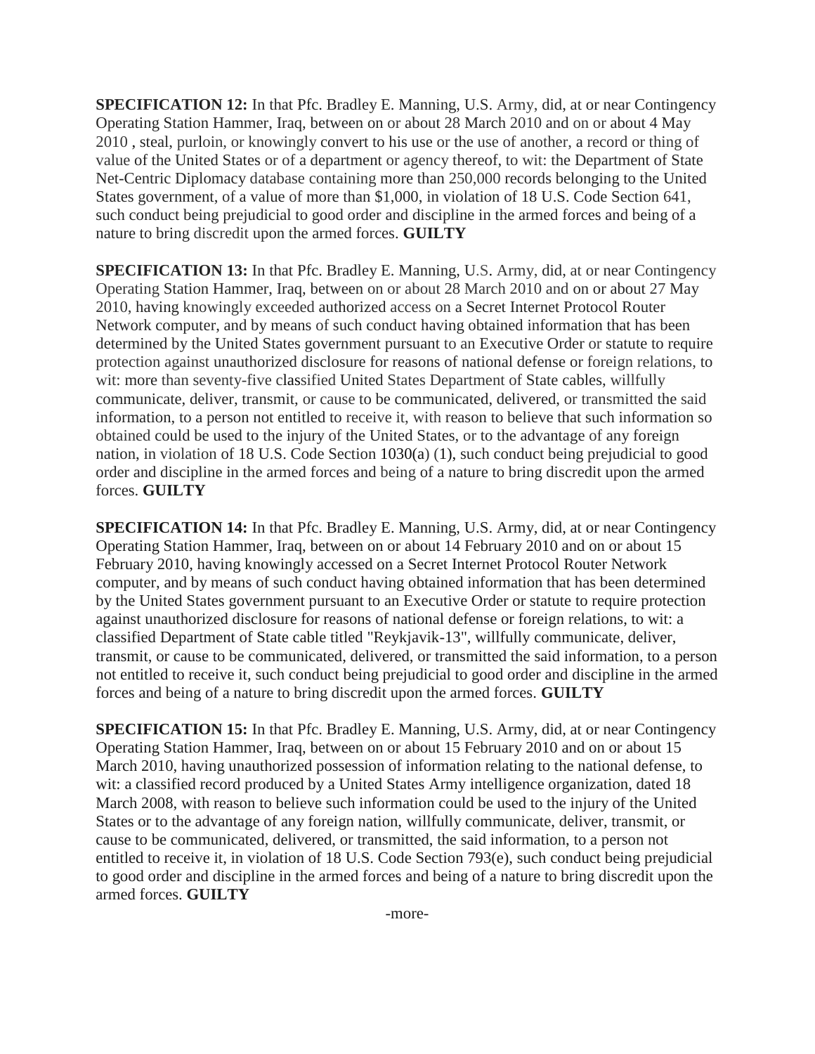**SPECIFICATION 12:** In that Pfc. Bradley E. Manning, U.S. Army, did, at or near Contingency Operating Station Hammer, Iraq, between on or about 28 March 2010 and on or about 4 May 2010 , steal, purloin, or knowingly convert to his use or the use of another, a record or thing of value of the United States or of a department or agency thereof, to wit: the Department of State Net-Centric Diplomacy database containing more than 250,000 records belonging to the United States government, of a value of more than $1,000, in violation of 18 U.S. Code Section 641, such conduct being prejudicial to good order and discipline in the armed forces and being of a nature to bring discredit upon the armed forces. **GUILTY**

**SPECIFICATION 13:** In that Pfc. Bradley E. Manning, U.S. Army, did, at or near Contingency Operating Station Hammer, Iraq, between on or about 28 March 2010 and on or about 27 May 2010, having knowingly exceeded authorized access on a Secret Internet Protocol Router Network computer, and by means of such conduct having obtained information that has been determined by the United States government pursuant to an Executive Order or statute to require protection against unauthorized disclosure for reasons of national defense or foreign relations, to wit: more than seventy-five classified United States Department of State cables, willfully communicate, deliver, transmit, or cause to be communicated, delivered, or transmitted the said information, to a person not entitled to receive it, with reason to believe that such information so obtained could be used to the injury of the United States, or to the advantage of any foreign nation, in violation of 18 U.S. Code Section 1030(a) (1), such conduct being prejudicial to good order and discipline in the armed forces and being of a nature to bring discredit upon the armed forces. **GUILTY**

**SPECIFICATION 14:** In that Pfc. Bradley E. Manning, U.S. Army, did, at or near Contingency Operating Station Hammer, Iraq, between on or about 14 February 2010 and on or about 15 February 2010, having knowingly accessed on a Secret Internet Protocol Router Network computer, and by means of such conduct having obtained information that has been determined by the United States government pursuant to an Executive Order or statute to require protection against unauthorized disclosure for reasons of national defense or foreign relations, to wit: a classified Department of State cable titled "Reykjavik-13", willfully communicate, deliver, transmit, or cause to be communicated, delivered, or transmitted the said information, to a person not entitled to receive it, such conduct being prejudicial to good order and discipline in the armed forces and being of a nature to bring discredit upon the armed forces. **GUILTY**

**SPECIFICATION 15:** In that Pfc. Bradley E. Manning, U.S. Army, did, at or near Contingency Operating Station Hammer, Iraq, between on or about 15 February 2010 and on or about 15 March 2010, having unauthorized possession of information relating to the national defense, to wit: a classified record produced by a United States Army intelligence organization, dated 18 March 2008, with reason to believe such information could be used to the injury of the United States or to the advantage of any foreign nation, willfully communicate, deliver, transmit, or cause to be communicated, delivered, or transmitted, the said information, to a person not entitled to receive it, in violation of 18 U.S. Code Section 793(e), such conduct being prejudicial to good order and discipline in the armed forces and being of a nature to bring discredit upon the armed forces. **GUILTY**

-more-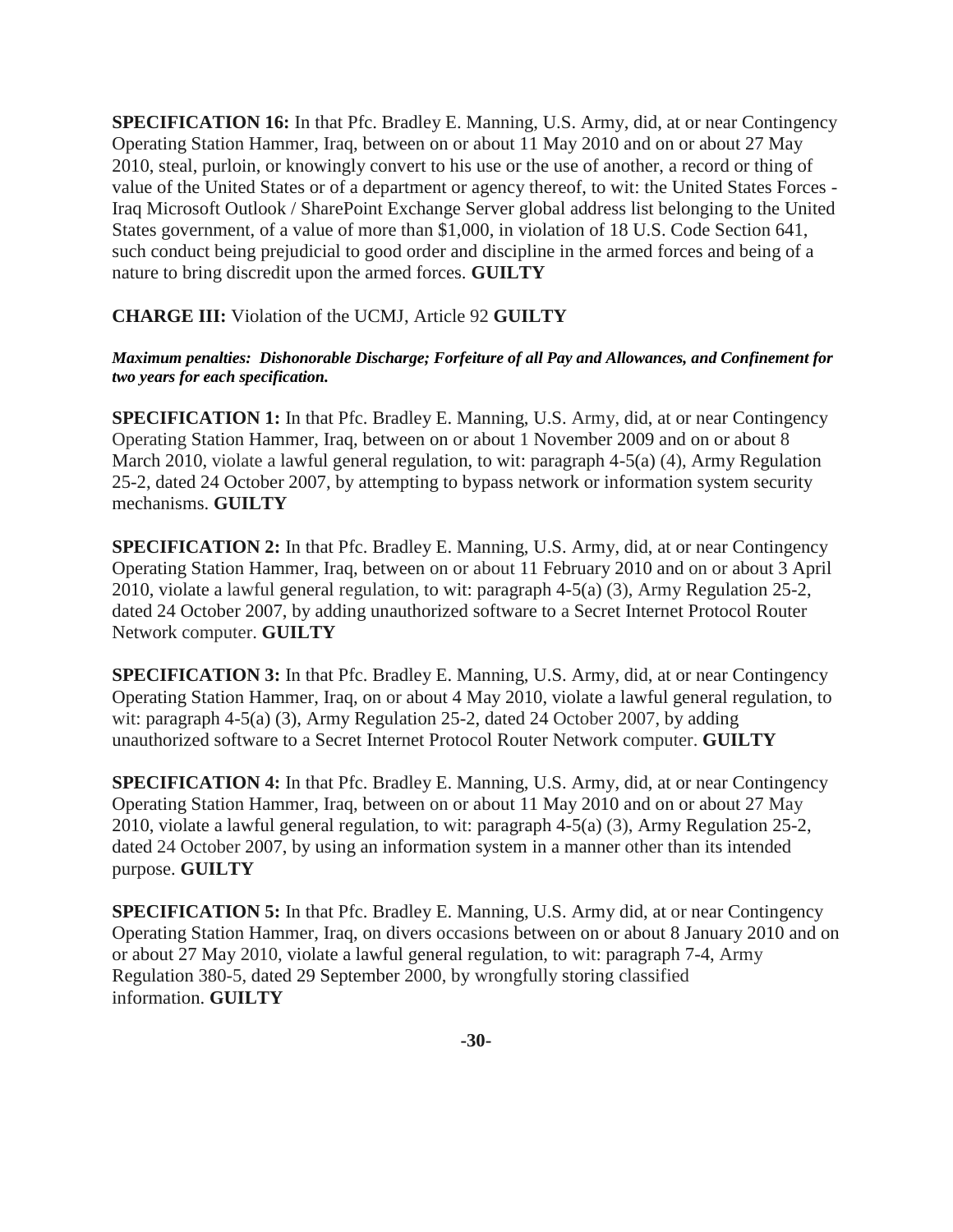**SPECIFICATION 16:** In that Pfc. Bradley E. Manning, U.S. Army, did, at or near Contingency Operating Station Hammer, Iraq, between on or about 11 May 2010 and on or about 27 May 2010, steal, purloin, or knowingly convert to his use or the use of another, a record or thing of value of the United States or of a department or agency thereof, to wit: the United States Forces - Iraq Microsoft Outlook / SharePoint Exchange Server global address list belonging to the United States government, of a value of more than $1,000, in violation of 18 U.S. Code Section 641, such conduct being prejudicial to good order and discipline in the armed forces and being of a nature to bring discredit upon the armed forces. **GUILTY**

**CHARGE III:** Violation of the UCMJ, Article 92 **GUILTY**

***Maximum penalties: Dishonorable Discharge; Forfeiture of all Pay and Allowances, and Confinement for two years for each specification.***

**SPECIFICATION 1:** In that Pfc. Bradley E. Manning, U.S. Army, did, at or near Contingency Operating Station Hammer, Iraq, between on or about 1 November 2009 and on or about 8 March 2010, violate a lawful general regulation, to wit: paragraph 4-5(a) (4), Army Regulation 25-2, dated 24 October 2007, by attempting to bypass network or information system security mechanisms. **GUILTY**

**SPECIFICATION 2:** In that Pfc. Bradley E. Manning, U.S. Army, did, at or near Contingency Operating Station Hammer, Iraq, between on or about 11 February 2010 and on or about 3 April 2010, violate a lawful general regulation, to wit: paragraph 4-5(a) (3), Army Regulation 25-2, dated 24 October 2007, by adding unauthorized software to a Secret Internet Protocol Router Network computer. **GUILTY**

**SPECIFICATION 3:** In that Pfc. Bradley E. Manning, U.S. Army, did, at or near Contingency Operating Station Hammer, Iraq, on or about 4 May 2010, violate a lawful general regulation, to wit: paragraph 4-5(a) (3), Army Regulation 25-2, dated 24 October 2007, by adding unauthorized software to a Secret Internet Protocol Router Network computer. **GUILTY**

**SPECIFICATION 4:** In that Pfc. Bradley E. Manning, U.S. Army, did, at or near Contingency Operating Station Hammer, Iraq, between on or about 11 May 2010 and on or about 27 May 2010, violate a lawful general regulation, to wit: paragraph 4-5(a) (3), Army Regulation 25-2, dated 24 October 2007, by using an information system in a manner other than its intended purpose. **GUILTY**

**SPECIFICATION 5:** In that Pfc. Bradley E. Manning, U.S. Army did, at or near Contingency Operating Station Hammer, Iraq, on divers occasions between on or about 8 January 2010 and on or about 27 May 2010, violate a lawful general regulation, to wit: paragraph 7-4, Army Regulation 380-5, dated 29 September 2000, by wrongfully storing classified information. **GUILTY**